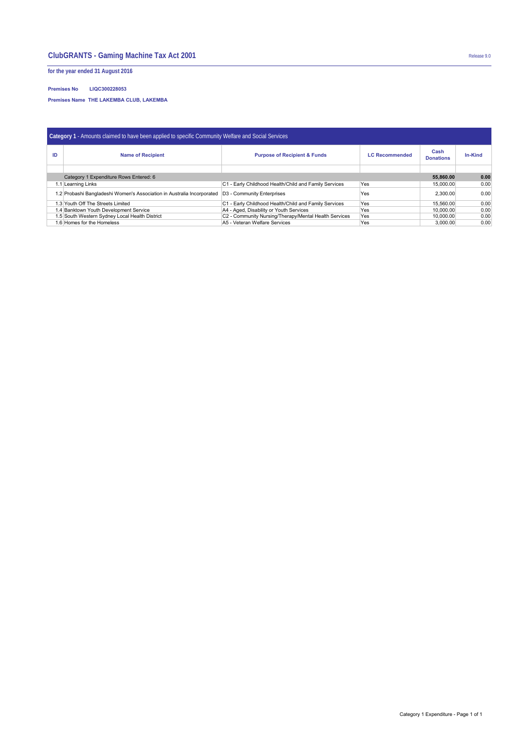# ClubGRANTS - Gaming Machine Tax Act 2001

Release 9.0

**for the year ended 31 August 2016**

**Premises No** LIQC300228053

**Premises Name** THE LAKEMBA CLUB, LAKEMBA

**Category 1** - Amounts claimed to have been applied to specific Community Welfare and Social Services

| ID | Name of Recipient | Purpose of Recipient & Funds | LC Recommended | Cash Donations | In-Kind |
|---|---|---|---|---|---|
| | | | | | |
| | Category 1 Expenditure Rows Entered: 6 | | | **55,860.00** | **0.00** |
| 1.1 | Learning Links | C1 - Early Childhood Health/Child and Family Services | Yes | 15,000.00 | 0.00 |
| 1.2 | Probashi Bangladeshi Women's Association in Australia Incorporated | D3 - Community Enterprises | Yes | 2,300.00 | 0.00 |
| 1.3 | Youth Off The Streets Limited | C1 - Early Childhood Health/Child and Family Services | Yes | 15,560.00 | 0.00 |
| 1.4 | Banktown Youth Development Service | A4 - Aged, Disability or Youth Services | Yes | 10,000.00 | 0.00 |
| 1.5 | South Western Sydney Local Health District | C2 - Community Nursing/Therapy/Mental Health Services | Yes | 10,000.00 | 0.00 |
| 1.6 | Homes for the Homeless | A5 - Veteran Welfare Services | Yes | 3,000.00 | 0.00 |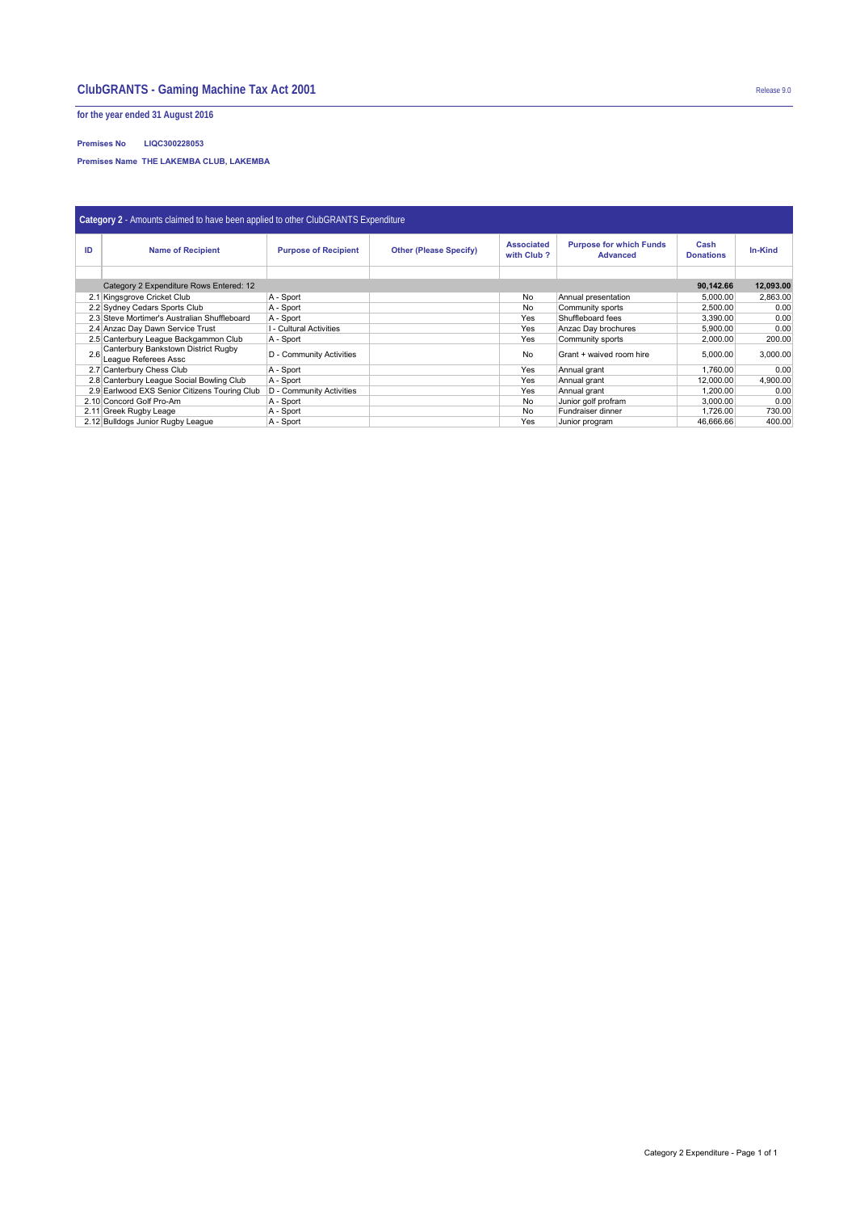## ClubGRANTS - Gaming Machine Tax Act 2001

Release 9.0

**for the year ended 31 August 2016**

**Premises No** LIQC300228053

**Premises Name** THE LAKEMBA CLUB, LAKEMBA

**Category 2** - Amounts claimed to have been applied to other ClubGRANTS Expenditure

| ID | Name of Recipient | Purpose of Recipient | Other (Please Specify) | Associated with Club ? | Purpose for which Funds Advanced | Cash Donations | In-Kind |
|---|---|---|---|---|---|---|---|
| | | | | | | | |
| | Category 2 Expenditure Rows Entered: 12 | | | | | **90,142.66** | **12,093.00** |
| 2.1 | Kingsgrove Cricket Club | A - Sport | | No | Annual presentation | 5,000.00 | 2,863.00 |
| 2.2 | Sydney Cedars Sports Club | A - Sport | | No | Community sports | 2,500.00 | 0.00 |
| 2.3 | Steve Mortimer's Australian Shuffleboard | A - Sport | | Yes | Shuffleboard fees | 3,390.00 | 0.00 |
| 2.4 | Anzac Day Dawn Service Trust | I - Cultural Activities | | Yes | Anzac Day brochures | 5,900.00 | 0.00 |
| 2.5 | Canterbury League Backgammon Club | A - Sport | | Yes | Community sports | 2,000.00 | 200.00 |
| 2.6 | Canterbury Bankstown District Rugby League Referees Assc | D - Community Activities | | No | Grant + waived room hire | 5,000.00 | 3,000.00 |
| 2.7 | Canterbury Chess Club | A - Sport | | Yes | Annual grant | 1,760.00 | 0.00 |
| 2.8 | Canterbury League Social Bowling Club | A - Sport | | Yes | Annual grant | 12,000.00 | 4,900.00 |
| 2.9 | Earlwood EXS Senior Citizens Touring Club | D - Community Activities | | Yes | Annual grant | 1,200.00 | 0.00 |
| 2.10 | Concord Golf Pro-Am | A - Sport | | No | Junior golf profram | 3,000.00 | 0.00 |
| 2.11 | Greek Rugby Leage | A - Sport | | No | Fundraiser dinner | 1,726.00 | 730.00 |
| 2.12 | Bulldogs Junior Rugby League | A - Sport | | Yes | Junior program | 46,666.66 | 400.00 |